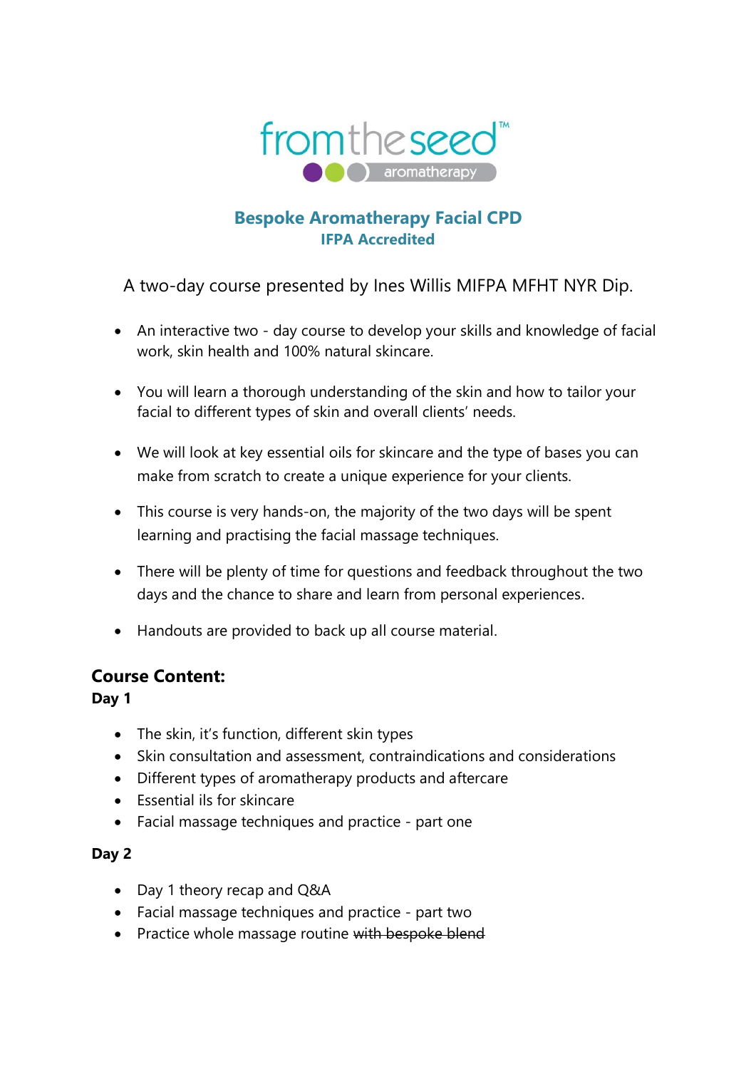fromtheseed™
aromatherapy

## Bespoke Aromatherapy Facial CPD
### IFPA Accredited

A two-day course presented by Ines Willis MIFPA MFHT NYR Dip.

- An interactive two - day course to develop your skills and knowledge of facial work, skin health and 100% natural skincare.
- You will learn a thorough understanding of the skin and how to tailor your facial to different types of skin and overall clients' needs.
- We will look at key essential oils for skincare and the type of bases you can make from scratch to create a unique experience for your clients.
- This course is very hands-on, the majority of the two days will be spent learning and practising the facial massage techniques.
- There will be plenty of time for questions and feedback throughout the two days and the chance to share and learn from personal experiences.
- Handouts are provided to back up all course material.

## Course Content:

**Day 1**

- The skin, it's function, different skin types
- Skin consultation and assessment, contraindications and considerations
- Different types of aromatherapy products and aftercare
- Essential ils for skincare
- Facial massage techniques and practice - part one

**Day 2**

- Day 1 theory recap and Q&A
- Facial massage techniques and practice - part two
- Practice whole massage routine ~~with bespoke blend~~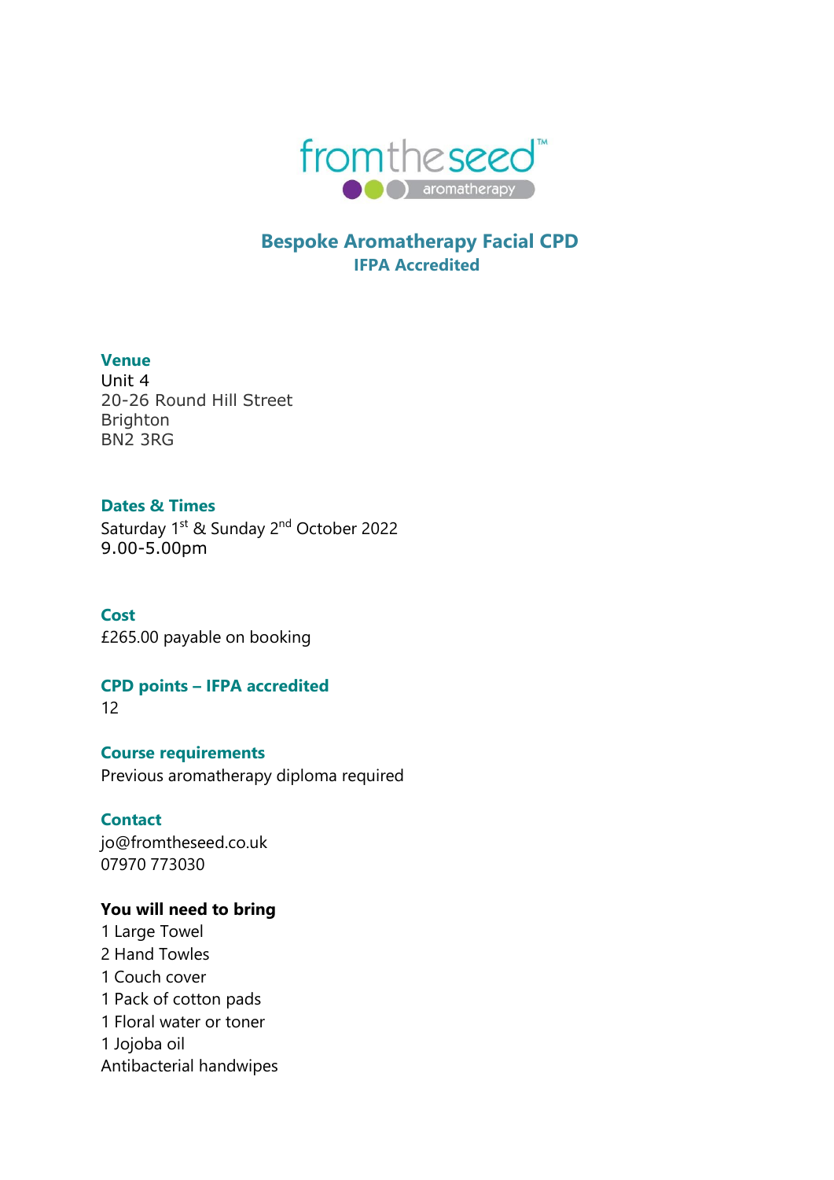fromtheseed™
aromatherapy

# Bespoke Aromatherapy Facial CPD

## IFPA Accredited

### Venue

Unit 4
20-26 Round Hill Street
Brighton
BN2 3RG

### Dates & Times

Saturday 1st & Sunday 2nd October 2022
9.00-5.00pm

### Cost

£265.00 payable on booking

### CPD points – IFPA accredited

12

### Course requirements

Previous aromatherapy diploma required

### Contact

jo@fromtheseed.co.uk
07970 773030

**You will need to bring**

1 Large Towel
2 Hand Towles
1 Couch cover
1 Pack of cotton pads
1 Floral water or toner
1 Jojoba oil
Antibacterial handwipes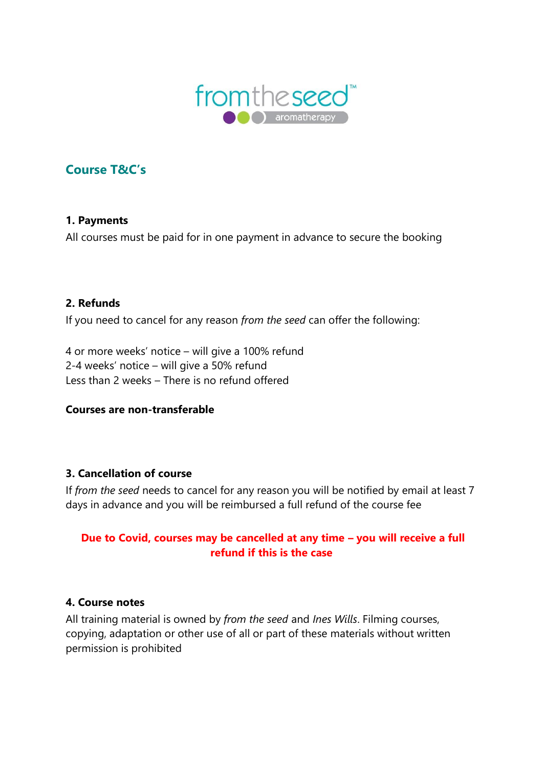fromtheseed™ aromatherapy

## Course T&C's

### 1. Payments

All courses must be paid for in one payment in advance to secure the booking

### 2. Refunds

If you need to cancel for any reason *from the seed* can offer the following:

4 or more weeks' notice – will give a 100% refund
2-4 weeks' notice – will give a 50% refund
Less than 2 weeks – There is no refund offered

**Courses are non-transferable**

### 3. Cancellation of course

If *from the seed* needs to cancel for any reason you will be notified by email at least 7 days in advance and you will be reimbursed a full refund of the course fee

**Due to Covid, courses may be cancelled at any time – you will receive a full refund if this is the case**

### 4. Course notes

All training material is owned by *from the seed* and *Ines Wills*. Filming courses, copying, adaptation or other use of all or part of these materials without written permission is prohibited